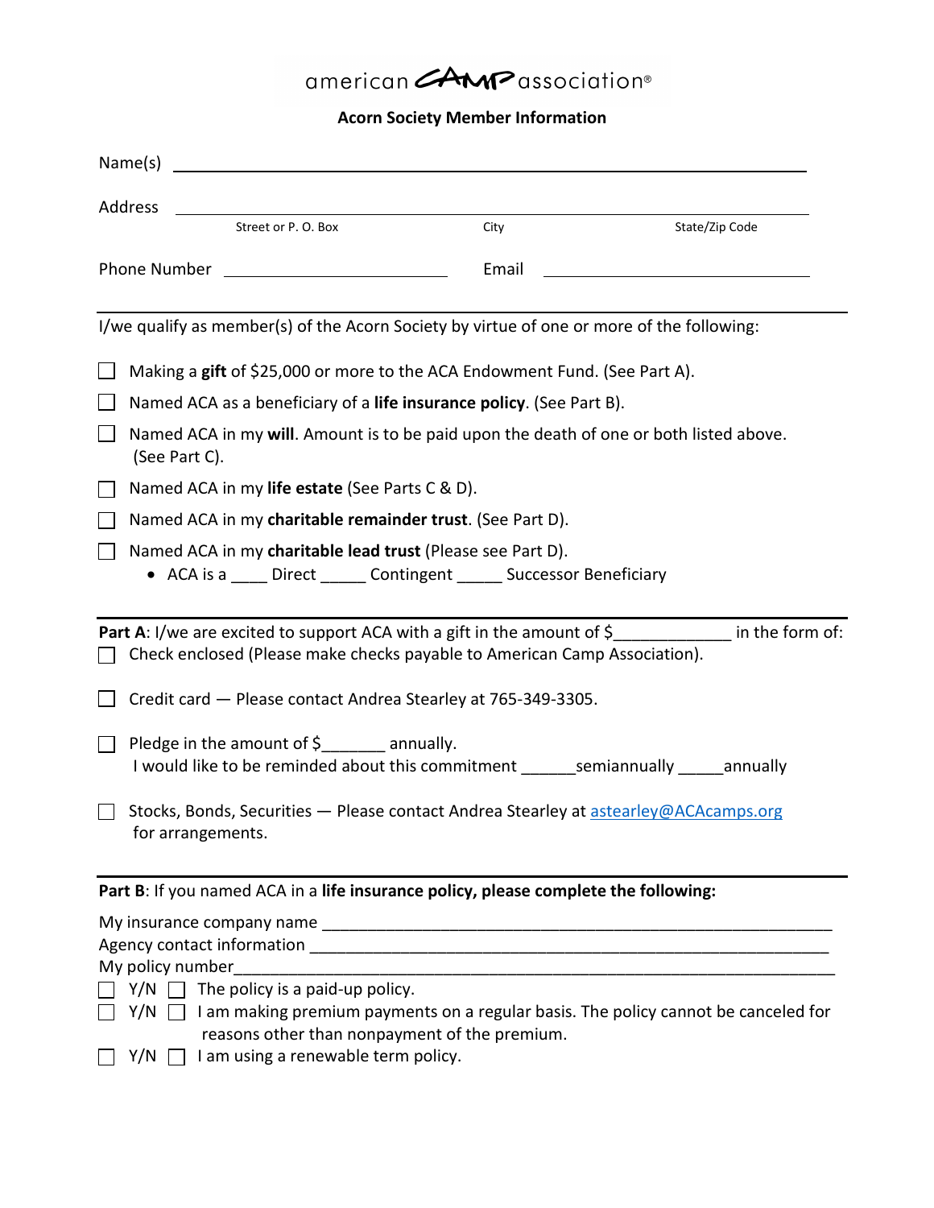american CAMP association®

**Acorn Society Member Information**

Name(s) \_\_\_\_\_\_\_\_\_\_\_\_\_\_\_\_\_\_\_\_\_\_\_\_\_\_\_\_\_\_\_\_\_\_\_\_\_\_\_\_\_\_\_\_\_\_\_\_\_\_\_\_\_\_\_\_

Address \_\_\_\_\_\_\_\_\_\_\_\_\_\_\_\_\_\_\_\_\_\_\_\_\_\_\_\_\_\_\_\_\_\_\_\_\_\_\_\_\_\_\_\_\_\_\_\_\_\_\_\_\_\_\_\_
Street or P. O. Box City State/Zip Code

Phone Number \_\_\_\_\_\_\_\_\_\_\_\_\_\_\_\_\_\_\_\_\_\_ Email \_\_\_\_\_\_\_\_\_\_\_\_\_\_\_\_\_\_\_\_\_\_\_\_\_\_

---

I/we qualify as member(s) of the Acorn Society by virtue of one or more of the following:

- ☐ Making a **gift** of $25,000 or more to the ACA Endowment Fund. (See Part A).
- ☐ Named ACA as a beneficiary of a **life insurance policy**. (See Part B).
- ☐ Named ACA in my **will**. Amount is to be paid upon the death of one or both listed above. (See Part C).
- ☐ Named ACA in my **life estate** (See Parts C & D).
- ☐ Named ACA in my **charitable remainder trust**. (See Part D).
- ☐ Named ACA in my **charitable lead trust** (Please see Part D).
  - ACA is a \_\_\_\_ Direct \_\_\_\_\_ Contingent \_\_\_\_\_ Successor Beneficiary

---

**Part A**: I/we are excited to support ACA with a gift in the amount of $\_\_\_\_\_\_\_\_\_\_\_\_\_ in the form of:

☐ Check enclosed (Please make checks payable to American Camp Association).

☐ Credit card — Please contact Andrea Stearley at 765-349-3305.

☐ Pledge in the amount of $\_\_\_\_\_\_\_ annually.
I would like to be reminded about this commitment \_\_\_\_\_\_semiannually \_\_\_\_\_annually

☐ Stocks, Bonds, Securities — Please contact Andrea Stearley at astearley@ACAcamps.org for arrangements.

---

**Part B**: If you named ACA in a **life insurance policy, please complete the following:**

My insurance company name \_\_\_\_\_\_\_\_\_\_\_\_\_\_\_\_\_\_\_\_\_\_\_\_\_\_\_\_\_\_\_\_\_\_\_\_\_\_\_\_\_\_\_\_\_\_\_\_\_\_\_\_\_\_\_\_
Agency contact information \_\_\_\_\_\_\_\_\_\_\_\_\_\_\_\_\_\_\_\_\_\_\_\_\_\_\_\_\_\_\_\_\_\_\_\_\_\_\_\_\_\_\_\_\_\_\_\_\_\_\_\_\_\_\_\_
My policy number\_\_\_\_\_\_\_\_\_\_\_\_\_\_\_\_\_\_\_\_\_\_\_\_\_\_\_\_\_\_\_\_\_\_\_\_\_\_\_\_\_\_\_\_\_\_\_\_\_\_\_\_\_\_\_\_\_\_\_\_\_\_\_

☐ Y/N ☐ The policy is a paid-up policy.
☐ Y/N ☐ I am making premium payments on a regular basis. The policy cannot be canceled for reasons other than nonpayment of the premium.
☐ Y/N ☐ I am using a renewable term policy.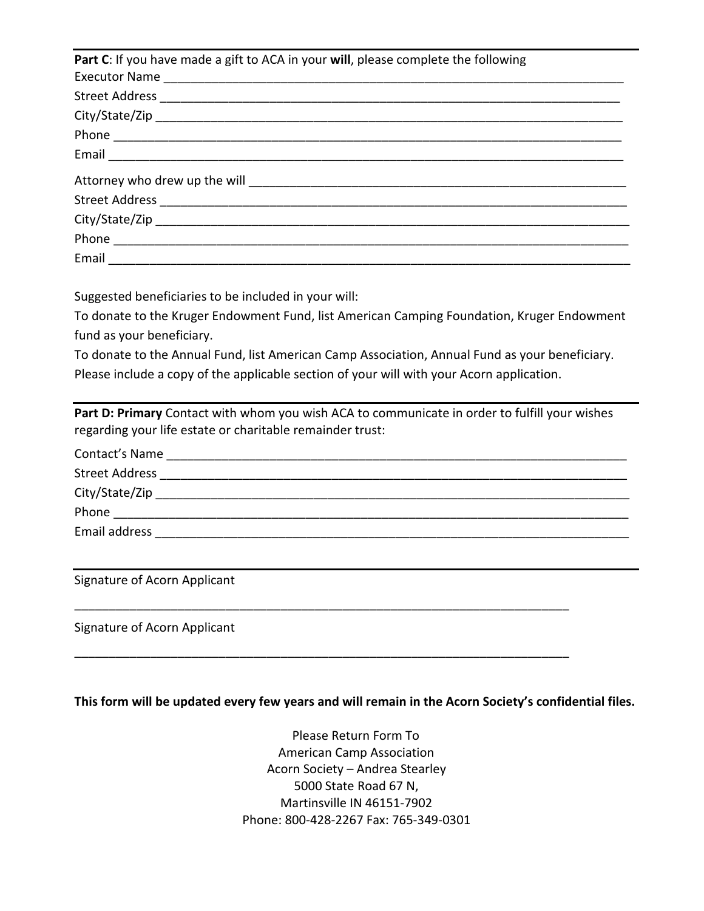**Part C**: If you have made a gift to ACA in your **will**, please complete the following

Executor Name ___________________________________________________________________

Street Address __________________________________________________________________

City/State/Zip ___________________________________________________________________

Phone _________________________________________________________________________

Email __________________________________________________________________________

Attorney who drew up the will ____________________________________________________

Street Address __________________________________________________________________

City/State/Zip ___________________________________________________________________

Phone _________________________________________________________________________

Email __________________________________________________________________________

Suggested beneficiaries to be included in your will:

To donate to the Kruger Endowment Fund, list American Camping Foundation, Kruger Endowment fund as your beneficiary.

To donate to the Annual Fund, list American Camp Association, Annual Fund as your beneficiary.

Please include a copy of the applicable section of your will with your Acorn application.

---

**Part D: Primary** Contact with whom you wish ACA to communicate in order to fulfill your wishes regarding your life estate or charitable remainder trust:

Contact's Name __________________________________________________________________

Street Address __________________________________________________________________

City/State/Zip ___________________________________________________________________

Phone _________________________________________________________________________

Email address ___________________________________________________________________

---

Signature of Acorn Applicant

___________________________________________________________________________

Signature of Acorn Applicant

___________________________________________________________________________

**This form will be updated every few years and will remain in the Acorn Society's confidential files.**

Please Return Form To
American Camp Association
Acorn Society – Andrea Stearley
5000 State Road 67 N,
Martinsville IN 46151-7902
Phone: 800-428-2267 Fax: 765-349-0301